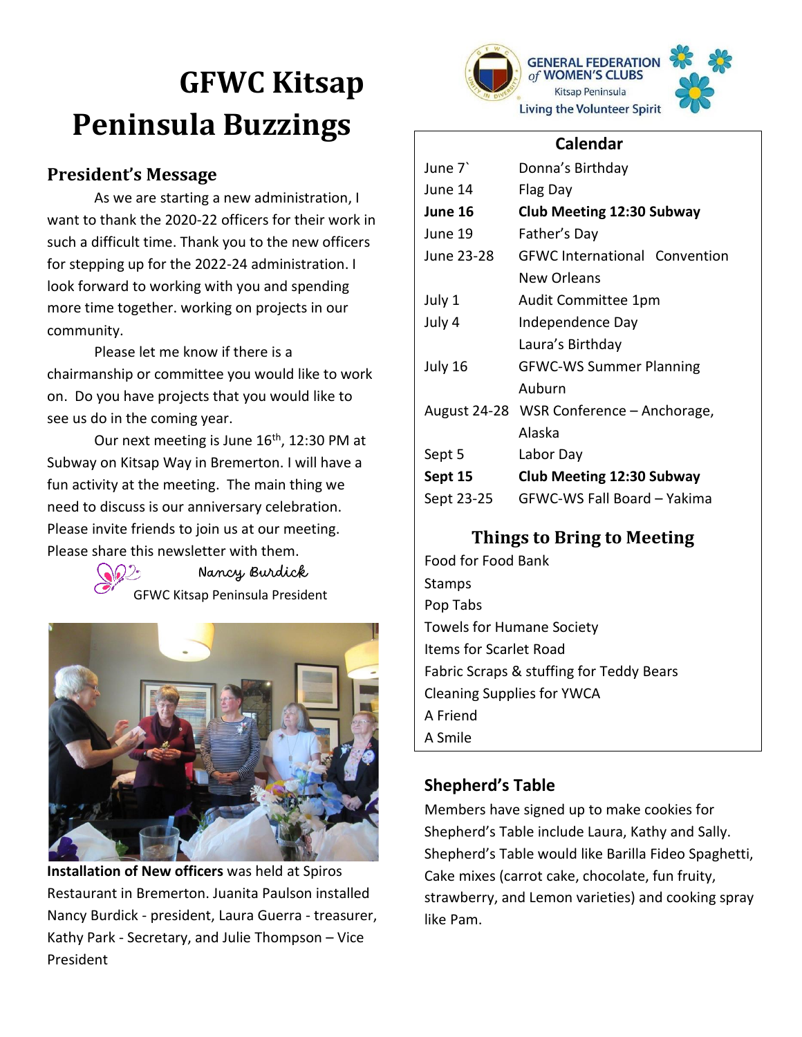# GFWC Kitsap Peninsula Buzzings

## President's Message

As we are starting a new administration, I want to thank the 2020-22 officers for their work in such a difficult time. Thank you to the new officers for stepping up for the 2022-24 administration. I look forward to working with you and spending more time together. working on projects in our community.

Please let me know if there is a chairmanship or committee you would like to work on. Do you have projects that you would like to see us do in the coming year.

Our next meeting is June 16th, 12:30 PM at Subway on Kitsap Way in Bremerton. I will have a fun activity at the meeting. The main thing we need to discuss is our anniversary celebration. Please invite friends to join us at our meeting. Please share this newsletter with them.

Nancy Burdick
GFWC Kitsap Peninsula President

**Installation of New officers** was held at Spiros Restaurant in Bremerton. Juanita Paulson installed Nancy Burdick - president, Laura Guerra - treasurer, Kathy Park - Secretary, and Julie Thompson – Vice President

GENERAL FEDERATION of WOMEN'S CLUBS
Kitsap Peninsula
Living the Volunteer Spirit

## Calendar

| | |
|---|---|
| June 7` | Donna's Birthday |
| June 14 | Flag Day |
| **June 16** | **Club Meeting 12:30 Subway** |
| June 19 | Father's Day |
| June 23-28 | GFWC International Convention New Orleans |
| July 1 | Audit Committee 1pm |
| July 4 | Independence Day<br>Laura's Birthday |
| July 16 | GFWC-WS Summer Planning Auburn |
| August 24-28 | WSR Conference – Anchorage, Alaska |
| Sept 5 | Labor Day |
| **Sept 15** | **Club Meeting 12:30 Subway** |
| Sept 23-25 | GFWC-WS Fall Board – Yakima |

## Things to Bring to Meeting

Food for Food Bank
Stamps
Pop Tabs
Towels for Humane Society
Items for Scarlet Road
Fabric Scraps & stuffing for Teddy Bears
Cleaning Supplies for YWCA
A Friend
A Smile

## Shepherd's Table

Members have signed up to make cookies for Shepherd's Table include Laura, Kathy and Sally. Shepherd's Table would like Barilla Fideo Spaghetti, Cake mixes (carrot cake, chocolate, fun fruity, strawberry, and Lemon varieties) and cooking spray like Pam.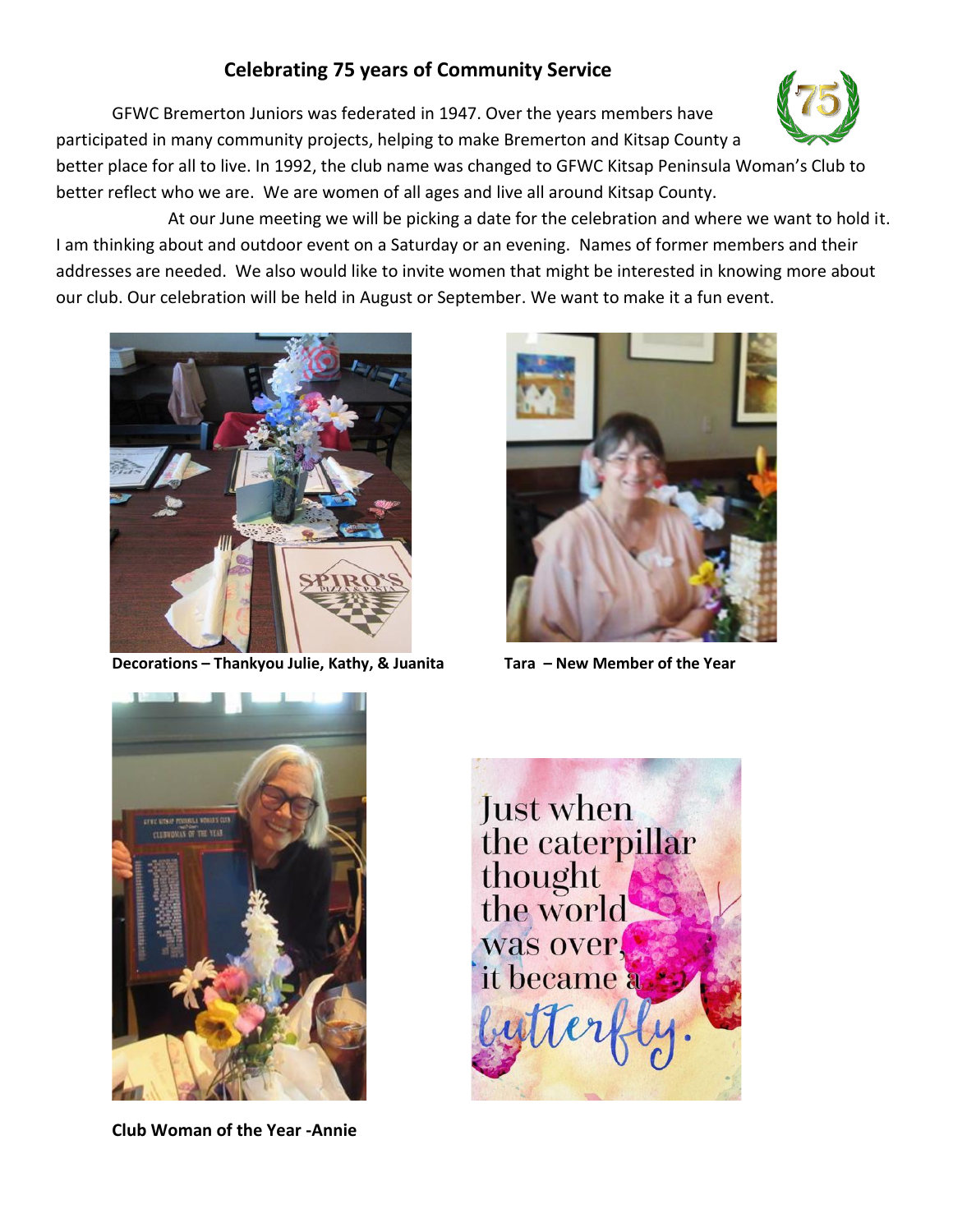## Celebrating 75 years of Community Service

GFWC Bremerton Juniors was federated in 1947. Over the years members have participated in many community projects, helping to make Bremerton and Kitsap County a better place for all to live. In 1992, the club name was changed to GFWC Kitsap Peninsula Woman's Club to better reflect who we are. We are women of all ages and live all around Kitsap County.

At our June meeting we will be picking a date for the celebration and where we want to hold it. I am thinking about and outdoor event on a Saturday or an evening. Names of former members and their addresses are needed. We also would like to invite women that might be interested in knowing more about our club. Our celebration will be held in August or September. We want to make it a fun event.

**Decorations – Thankyou Julie, Kathy, & Juanita**

**Tara – New Member of the Year**

**Club Woman of the Year -Annie**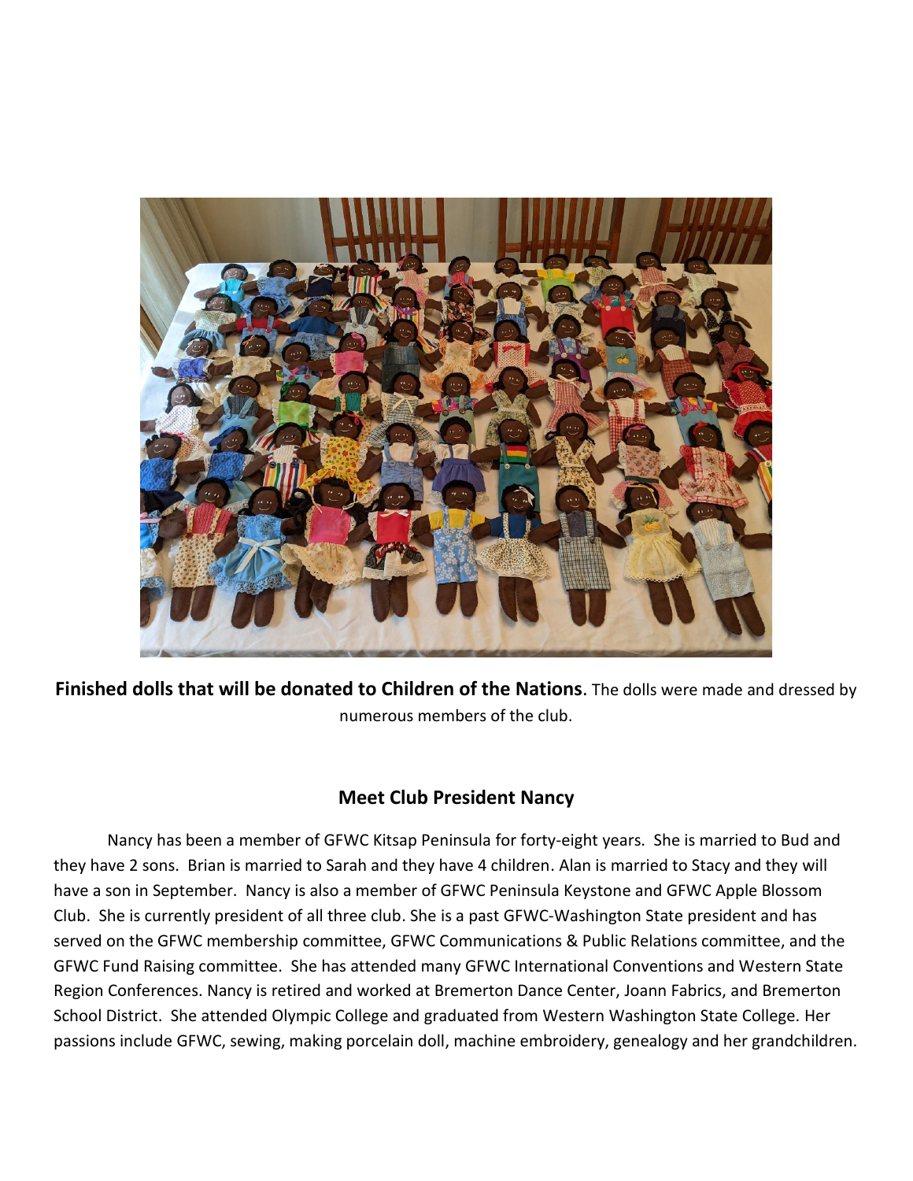**Finished dolls that will be donated to Children of the Nations**. The dolls were made and dressed by numerous members of the club.

## Meet Club President Nancy

Nancy has been a member of GFWC Kitsap Peninsula for forty-eight years. She is married to Bud and they have 2 sons. Brian is married to Sarah and they have 4 children. Alan is married to Stacy and they will have a son in September. Nancy is also a member of GFWC Peninsula Keystone and GFWC Apple Blossom Club. She is currently president of all three club. She is a past GFWC-Washington State president and has served on the GFWC membership committee, GFWC Communications & Public Relations committee, and the GFWC Fund Raising committee. She has attended many GFWC International Conventions and Western State Region Conferences. Nancy is retired and worked at Bremerton Dance Center, Joann Fabrics, and Bremerton School District. She attended Olympic College and graduated from Western Washington State College. Her passions include GFWC, sewing, making porcelain doll, machine embroidery, genealogy and her grandchildren.